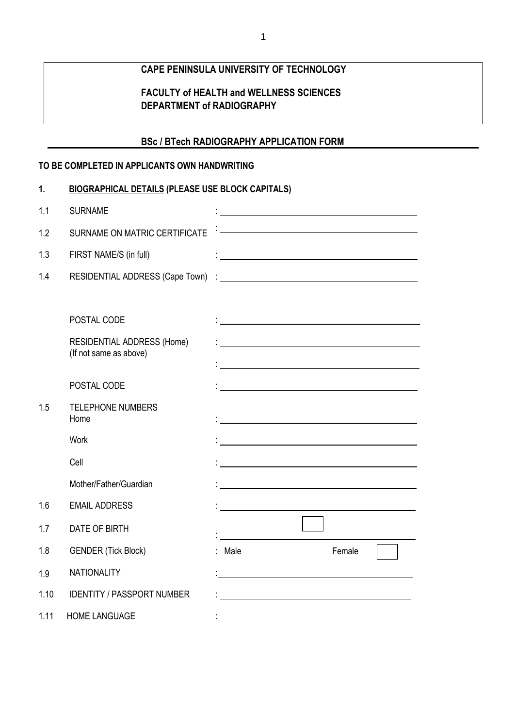**CAPE PENINSULA UNIVERSITY OF TECHNOLOGY**

**FACULTY of HEALTH and WELLNESS SCIENCES**
**DEPARTMENT of RADIOGRAPHY**

## BSc / BTech RADIOGRAPHY APPLICATION FORM

**TO BE COMPLETED IN APPLICANTS OWN HANDWRITING**

### 1. BIOGRAPHICAL DETAILS (PLEASE USE BLOCK CAPITALS)

1.1 SURNAME : ______________________________

1.2 SURNAME ON MATRIC CERTIFICATE : ______________________________

1.3 FIRST NAME/S (in full) : ______________________________

1.4 RESIDENTIAL ADDRESS (Cape Town) : ______________________________

POSTAL CODE : ______________________________

RESIDENTIAL ADDRESS (Home) : ______________________________
(If not same as above) : ______________________________

POSTAL CODE : ______________________________

1.5 TELEPHONE NUMBERS
Home : ______________________________

Work : ______________________________

Cell : ______________________________

Mother/Father/Guardian : ______________________________

1.6 EMAIL ADDRESS : ______________________________

1.7 DATE OF BIRTH : ______________________________ ☐

1.8 GENDER (Tick Block) : Male ☐ Female ☐

1.9 NATIONALITY : ______________________________

1.10 IDENTITY / PASSPORT NUMBER : ______________________________

1.11 HOME LANGUAGE : ______________________________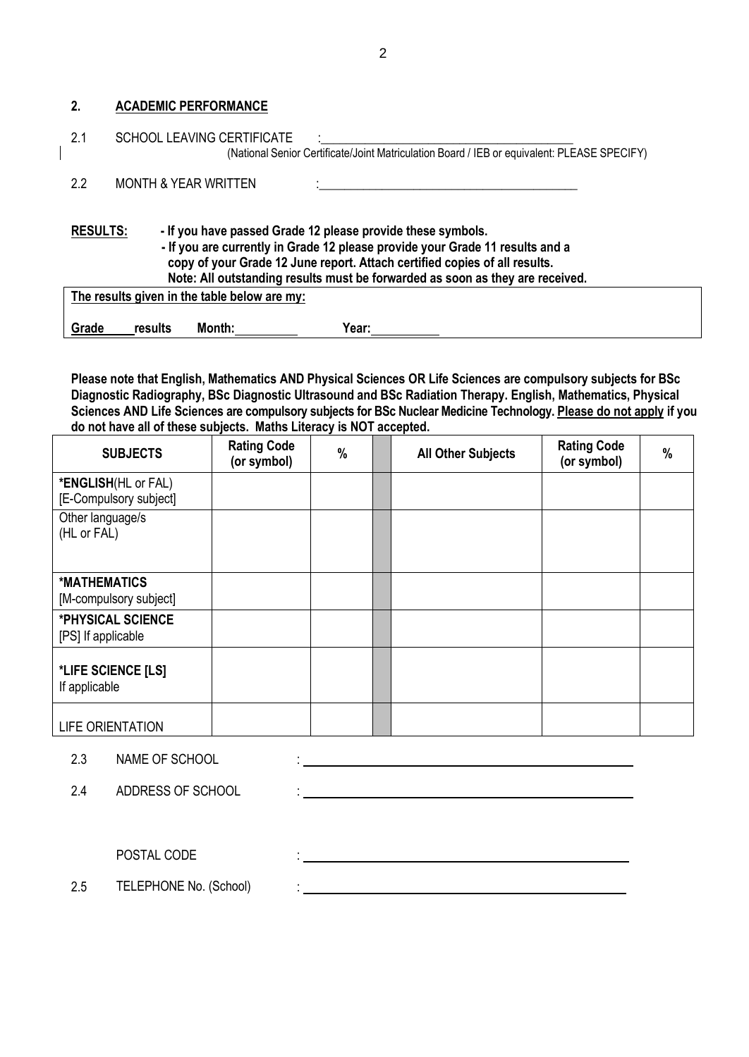## 2. ACADEMIC PERFORMANCE

2.1 SCHOOL LEAVING CERTIFICATE : ______________________________________
(National Senior Certificate/Joint Matriculation Board / IEB or equivalent: PLEASE SPECIFY)

2.2 MONTH & YEAR WRITTEN : ______________________________________

**RESULTS:**

**- If you have passed Grade 12 please provide these symbols.**

**- If you are currently in Grade 12 please provide your Grade 11 results and a copy of your Grade 12 June report. Attach certified copies of all results.**

**Note: All outstanding results must be forwarded as soon as they are received.**

| **The results given in the table below are my:** |
|---|
| **Grade ____ results Month: __________ Year: __________** |

**Please note that English, Mathematics AND Physical Sciences OR Life Sciences are compulsory subjects for BSc Diagnostic Radiography, BSc Diagnostic Ultrasound and BSc Radiation Therapy. English, Mathematics, Physical Sciences AND Life Sciences are compulsory subjects for BSc Nuclear Medicine Technology. <u>Please do not apply</u> if you do not have all of these subjects. Maths Literacy is NOT accepted.**

| SUBJECTS | Rating Code (or symbol) | % | | All Other Subjects | Rating Code (or symbol) | % |
|---|---|---|---|---|---|---|
| ***ENGLISH**(HL or FAL) [E-Compulsory subject] | | | | | | |
| Other language/s (HL or FAL) | | | | | | |
| ***MATHEMATICS** [M-compulsory subject] | | | | | | |
| ***PHYSICAL SCIENCE** [PS] If applicable | | | | | | |
| ***LIFE SCIENCE [LS]** If applicable | | | | | | |
| LIFE ORIENTATION | | | | | | |

2.3 NAME OF SCHOOL : ______________________________________

2.4 ADDRESS OF SCHOOL : ______________________________________

POSTAL CODE : ______________________________________

2.5 TELEPHONE No. (School) : ______________________________________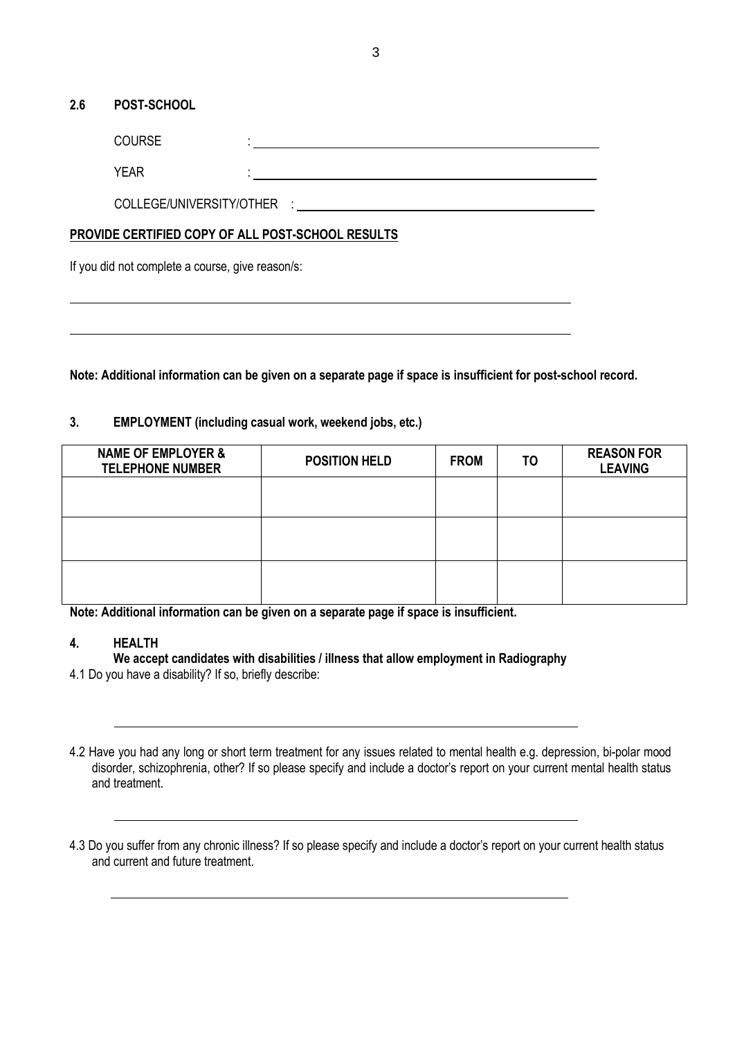### 2.6 POST-SCHOOL

COURSE : \_\_\_\_\_\_\_\_\_\_\_\_\_\_\_\_\_\_\_\_\_\_\_\_\_\_\_\_\_\_\_\_\_\_\_\_\_\_\_\_

YEAR : \_\_\_\_\_\_\_\_\_\_\_\_\_\_\_\_\_\_\_\_\_\_\_\_\_\_\_\_\_\_\_\_\_\_\_\_\_\_\_\_

COLLEGE/UNIVERSITY/OTHER : \_\_\_\_\_\_\_\_\_\_\_\_\_\_\_\_\_\_\_\_\_\_\_\_\_\_\_\_\_\_\_\_\_\_\_\_\_\_\_\_

**PROVIDE CERTIFIED COPY OF ALL POST-SCHOOL RESULTS**

If you did not complete a course, give reason/s:

\_\_\_\_\_\_\_\_\_\_\_\_\_\_\_\_\_\_\_\_\_\_\_\_\_\_\_\_\_\_\_\_\_\_\_\_\_\_\_\_\_\_\_\_\_\_\_\_\_\_\_\_\_\_\_\_

\_\_\_\_\_\_\_\_\_\_\_\_\_\_\_\_\_\_\_\_\_\_\_\_\_\_\_\_\_\_\_\_\_\_\_\_\_\_\_\_\_\_\_\_\_\_\_\_\_\_\_\_\_\_\_\_

**Note: Additional information can be given on a separate page if space is insufficient for post-school record.**

### 3. EMPLOYMENT (including casual work, weekend jobs, etc.)

| NAME OF EMPLOYER & TELEPHONE NUMBER | POSITION HELD | FROM | TO | REASON FOR LEAVING |
|---|---|---|---|---|
| | | | | |
| | | | | |
| | | | | |

**Note: Additional information can be given on a separate page if space is insufficient.**

### 4. HEALTH

**We accept candidates with disabilities / illness that allow employment in Radiography**

4.1 Do you have a disability? If so, briefly describe:

\_\_\_\_\_\_\_\_\_\_\_\_\_\_\_\_\_\_\_\_\_\_\_\_\_\_\_\_\_\_\_\_\_\_\_\_\_\_\_\_\_\_\_\_\_\_\_\_\_\_\_\_\_\_\_\_

4.2 Have you had any long or short term treatment for any issues related to mental health e.g. depression, bi-polar mood disorder, schizophrenia, other? If so please specify and include a doctor's report on your current mental health status and treatment.

\_\_\_\_\_\_\_\_\_\_\_\_\_\_\_\_\_\_\_\_\_\_\_\_\_\_\_\_\_\_\_\_\_\_\_\_\_\_\_\_\_\_\_\_\_\_\_\_\_\_\_\_\_\_\_\_

4.3 Do you suffer from any chronic illness? If so please specify and include a doctor's report on your current health status and current and future treatment.

\_\_\_\_\_\_\_\_\_\_\_\_\_\_\_\_\_\_\_\_\_\_\_\_\_\_\_\_\_\_\_\_\_\_\_\_\_\_\_\_\_\_\_\_\_\_\_\_\_\_\_\_\_\_\_\_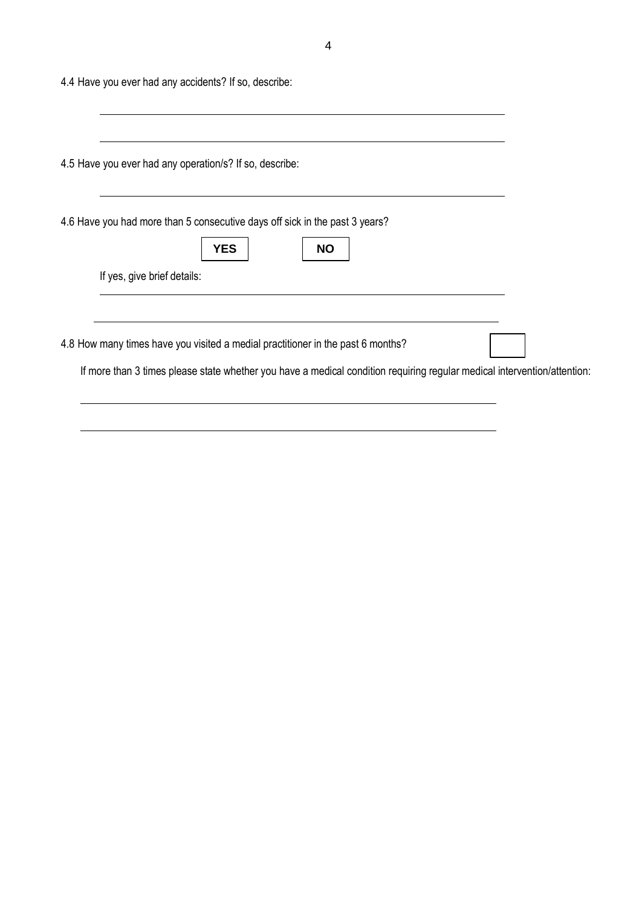4.4 Have you ever had any accidents? If so, describe:

\_\_\_\_\_\_\_\_\_\_\_\_\_\_\_\_\_\_\_\_\_\_\_\_\_\_\_\_\_\_\_\_\_\_\_\_\_\_\_\_\_\_\_\_\_\_\_\_\_\_\_\_\_\_\_\_\_\_\_\_

\_\_\_\_\_\_\_\_\_\_\_\_\_\_\_\_\_\_\_\_\_\_\_\_\_\_\_\_\_\_\_\_\_\_\_\_\_\_\_\_\_\_\_\_\_\_\_\_\_\_\_\_\_\_\_\_\_\_\_\_

4.5 Have you ever had any operation/s? If so, describe:

\_\_\_\_\_\_\_\_\_\_\_\_\_\_\_\_\_\_\_\_\_\_\_\_\_\_\_\_\_\_\_\_\_\_\_\_\_\_\_\_\_\_\_\_\_\_\_\_\_\_\_\_\_\_\_\_\_\_\_\_

4.6 Have you had more than 5 consecutive days off sick in the past 3 years?

**YES** ☐ **NO** ☐

If yes, give brief details:

\_\_\_\_\_\_\_\_\_\_\_\_\_\_\_\_\_\_\_\_\_\_\_\_\_\_\_\_\_\_\_\_\_\_\_\_\_\_\_\_\_\_\_\_\_\_\_\_\_\_\_\_\_\_\_\_\_\_\_\_

\_\_\_\_\_\_\_\_\_\_\_\_\_\_\_\_\_\_\_\_\_\_\_\_\_\_\_\_\_\_\_\_\_\_\_\_\_\_\_\_\_\_\_\_\_\_\_\_\_\_\_\_\_\_\_\_\_\_\_\_

4.8 How many times have you visited a medial practitioner in the past 6 months? ☐

If more than 3 times please state whether you have a medical condition requiring regular medical intervention/attention:

\_\_\_\_\_\_\_\_\_\_\_\_\_\_\_\_\_\_\_\_\_\_\_\_\_\_\_\_\_\_\_\_\_\_\_\_\_\_\_\_\_\_\_\_\_\_\_\_\_\_\_\_\_\_\_\_\_\_\_\_

\_\_\_\_\_\_\_\_\_\_\_\_\_\_\_\_\_\_\_\_\_\_\_\_\_\_\_\_\_\_\_\_\_\_\_\_\_\_\_\_\_\_\_\_\_\_\_\_\_\_\_\_\_\_\_\_\_\_\_\_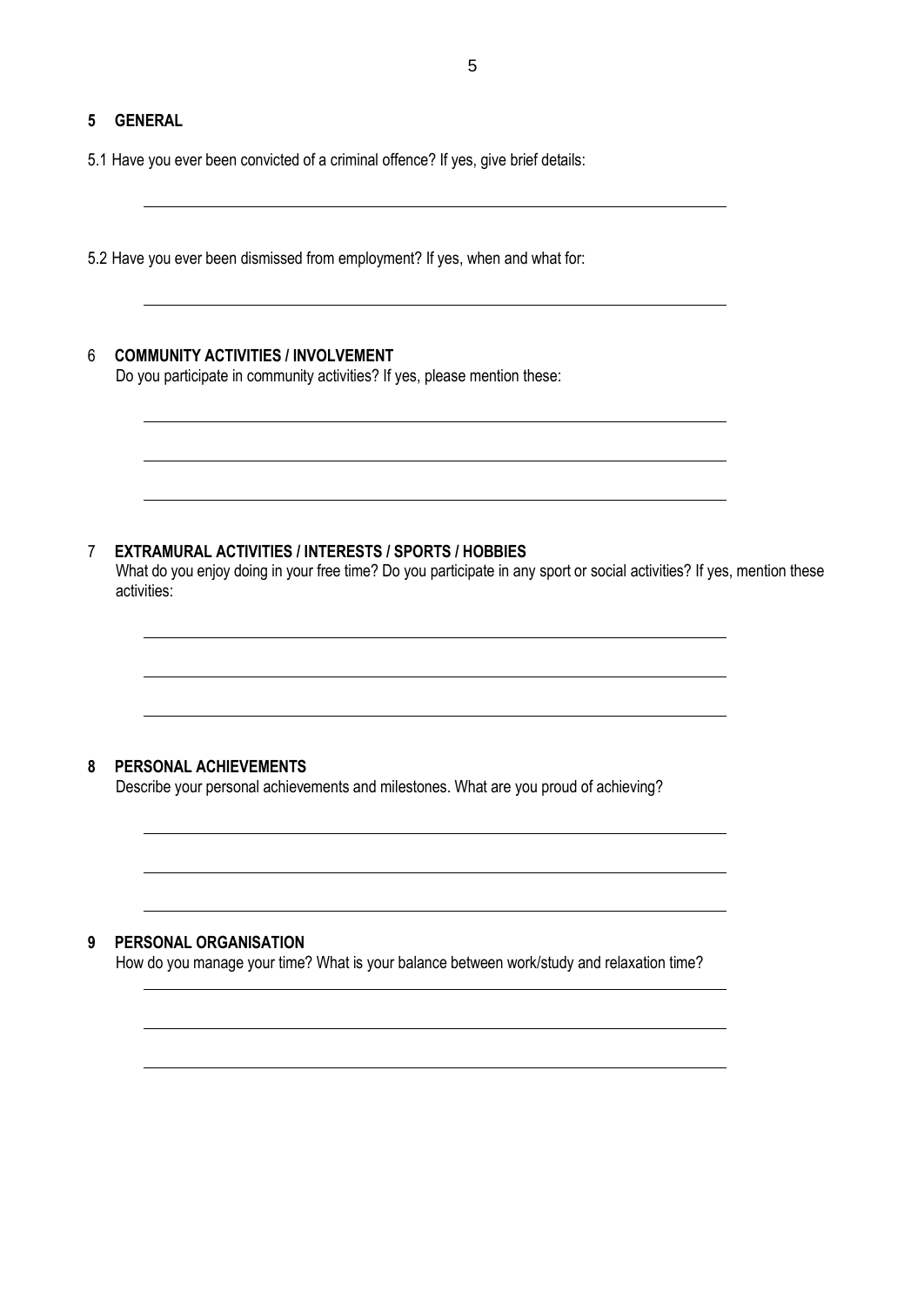## 5 GENERAL

5.1 Have you ever been convicted of a criminal offence? If yes, give brief details:

\_\_\_\_\_\_\_\_\_\_\_\_\_\_\_\_\_\_\_\_\_\_\_\_\_\_\_\_\_\_\_\_\_\_\_\_\_\_\_\_\_\_\_\_\_\_\_\_\_\_\_\_\_\_\_\_\_\_\_\_

5.2 Have you ever been dismissed from employment? If yes, when and what for:

\_\_\_\_\_\_\_\_\_\_\_\_\_\_\_\_\_\_\_\_\_\_\_\_\_\_\_\_\_\_\_\_\_\_\_\_\_\_\_\_\_\_\_\_\_\_\_\_\_\_\_\_\_\_\_\_\_\_\_\_

## 6 COMMUNITY ACTIVITIES / INVOLVEMENT

Do you participate in community activities? If yes, please mention these:

\_\_\_\_\_\_\_\_\_\_\_\_\_\_\_\_\_\_\_\_\_\_\_\_\_\_\_\_\_\_\_\_\_\_\_\_\_\_\_\_\_\_\_\_\_\_\_\_\_\_\_\_\_\_\_\_\_\_\_\_

\_\_\_\_\_\_\_\_\_\_\_\_\_\_\_\_\_\_\_\_\_\_\_\_\_\_\_\_\_\_\_\_\_\_\_\_\_\_\_\_\_\_\_\_\_\_\_\_\_\_\_\_\_\_\_\_\_\_\_\_

\_\_\_\_\_\_\_\_\_\_\_\_\_\_\_\_\_\_\_\_\_\_\_\_\_\_\_\_\_\_\_\_\_\_\_\_\_\_\_\_\_\_\_\_\_\_\_\_\_\_\_\_\_\_\_\_\_\_\_\_

## 7 EXTRAMURAL ACTIVITIES / INTERESTS / SPORTS / HOBBIES

What do you enjoy doing in your free time? Do you participate in any sport or social activities? If yes, mention these activities:

\_\_\_\_\_\_\_\_\_\_\_\_\_\_\_\_\_\_\_\_\_\_\_\_\_\_\_\_\_\_\_\_\_\_\_\_\_\_\_\_\_\_\_\_\_\_\_\_\_\_\_\_\_\_\_\_\_\_\_\_

\_\_\_\_\_\_\_\_\_\_\_\_\_\_\_\_\_\_\_\_\_\_\_\_\_\_\_\_\_\_\_\_\_\_\_\_\_\_\_\_\_\_\_\_\_\_\_\_\_\_\_\_\_\_\_\_\_\_\_\_

\_\_\_\_\_\_\_\_\_\_\_\_\_\_\_\_\_\_\_\_\_\_\_\_\_\_\_\_\_\_\_\_\_\_\_\_\_\_\_\_\_\_\_\_\_\_\_\_\_\_\_\_\_\_\_\_\_\_\_\_

## 8 PERSONAL ACHIEVEMENTS

Describe your personal achievements and milestones. What are you proud of achieving?

\_\_\_\_\_\_\_\_\_\_\_\_\_\_\_\_\_\_\_\_\_\_\_\_\_\_\_\_\_\_\_\_\_\_\_\_\_\_\_\_\_\_\_\_\_\_\_\_\_\_\_\_\_\_\_\_\_\_\_\_

\_\_\_\_\_\_\_\_\_\_\_\_\_\_\_\_\_\_\_\_\_\_\_\_\_\_\_\_\_\_\_\_\_\_\_\_\_\_\_\_\_\_\_\_\_\_\_\_\_\_\_\_\_\_\_\_\_\_\_\_

\_\_\_\_\_\_\_\_\_\_\_\_\_\_\_\_\_\_\_\_\_\_\_\_\_\_\_\_\_\_\_\_\_\_\_\_\_\_\_\_\_\_\_\_\_\_\_\_\_\_\_\_\_\_\_\_\_\_\_\_

## 9 PERSONAL ORGANISATION

How do you manage your time? What is your balance between work/study and relaxation time?

\_\_\_\_\_\_\_\_\_\_\_\_\_\_\_\_\_\_\_\_\_\_\_\_\_\_\_\_\_\_\_\_\_\_\_\_\_\_\_\_\_\_\_\_\_\_\_\_\_\_\_\_\_\_\_\_\_\_\_\_

\_\_\_\_\_\_\_\_\_\_\_\_\_\_\_\_\_\_\_\_\_\_\_\_\_\_\_\_\_\_\_\_\_\_\_\_\_\_\_\_\_\_\_\_\_\_\_\_\_\_\_\_\_\_\_\_\_\_\_\_

\_\_\_\_\_\_\_\_\_\_\_\_\_\_\_\_\_\_\_\_\_\_\_\_\_\_\_\_\_\_\_\_\_\_\_\_\_\_\_\_\_\_\_\_\_\_\_\_\_\_\_\_\_\_\_\_\_\_\_\_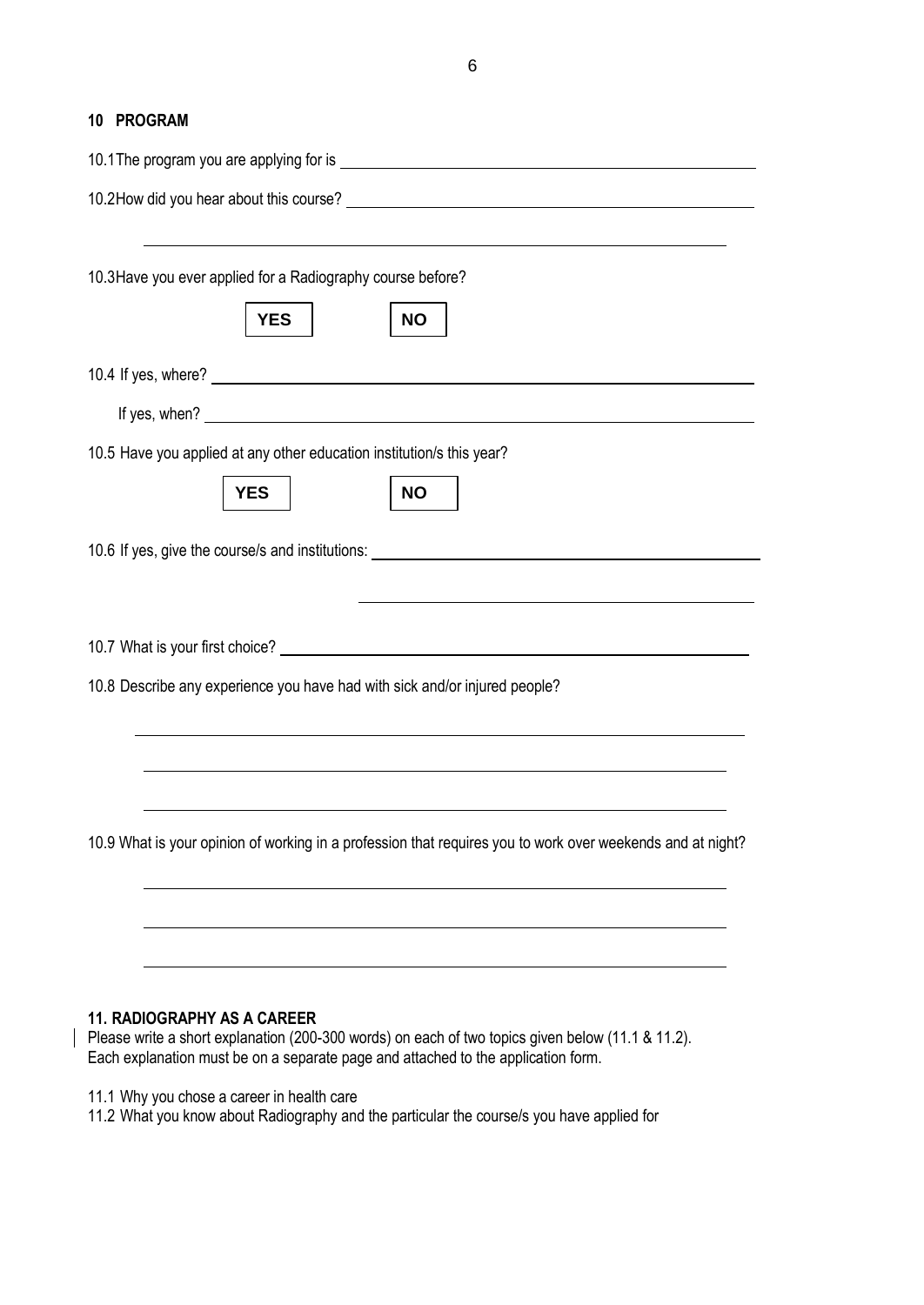## 10 PROGRAM

10.1 The program you are applying for is ______________________________

10.2 How did you hear about this course? ______________________________

______________________________

10.3 Have you ever applied for a Radiography course before?

**YES** **NO**

10.4 If yes, where? ______________________________

If yes, when? ______________________________

10.5 Have you applied at any other education institution/s this year?

**YES** **NO**

10.6 If yes, give the course/s and institutions: ______________________________

______________________________

10.7 What is your first choice? ______________________________

10.8 Describe any experience you have had with sick and/or injured people?

______________________________

______________________________

______________________________

10.9 What is your opinion of working in a profession that requires you to work over weekends and at night?

______________________________

______________________________

______________________________

## 11. RADIOGRAPHY AS A CAREER

Please write a short explanation (200-300 words) on each of two topics given below (11.1 & 11.2). Each explanation must be on a separate page and attached to the application form.

11.1 Why you chose a career in health care

11.2 What you know about Radiography and the particular the course/s you have applied for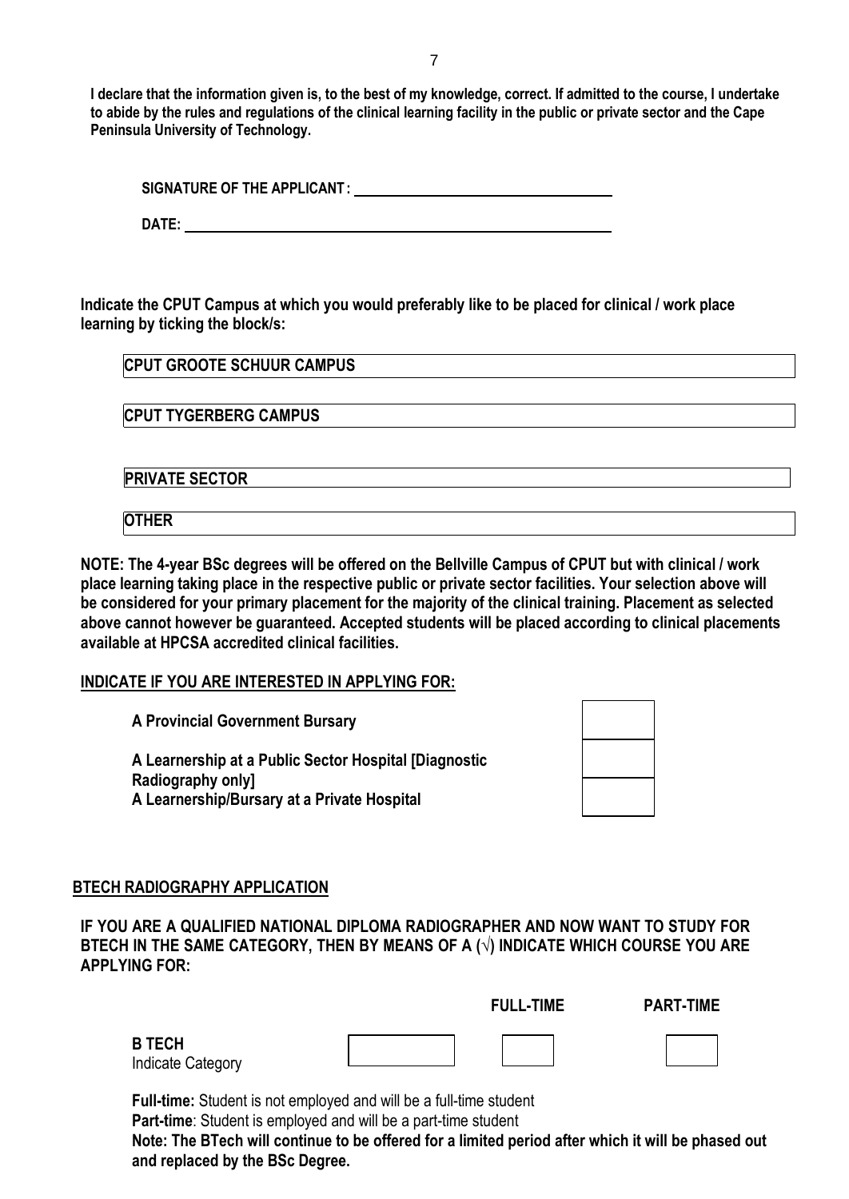**I declare that the information given is, to the best of my knowledge, correct. If admitted to the course, I undertake to abide by the rules and regulations of the clinical learning facility in the public or private sector and the Cape Peninsula University of Technology.**

**SIGNATURE OF THE APPLICANT :** ______________________________

**DATE:** ______________________________

**Indicate the CPUT Campus at which you would preferably like to be placed for clinical / work place learning by ticking the block/s:**

| |
|---|
| **CPUT GROOTE SCHUUR CAMPUS** |
| **CPUT TYGERBERG CAMPUS** |
| **PRIVATE SECTOR** |
| **OTHER** |

**NOTE: The 4-year BSc degrees will be offered on the Bellville Campus of CPUT but with clinical / work place learning taking place in the respective public or private sector facilities. Your selection above will be considered for your primary placement for the majority of the clinical training. Placement as selected above cannot however be guaranteed. Accepted students will be placed according to clinical placements available at HPCSA accredited clinical facilities.**

**INDICATE IF YOU ARE INTERESTED IN APPLYING FOR:**

| | |
|---|---|
| **A Provincial Government Bursary** | |
| **A Learnership at a Public Sector Hospital [Diagnostic Radiography only]** | |
| **A Learnership/Bursary at a Private Hospital** | |

## BTECH RADIOGRAPHY APPLICATION

**IF YOU ARE A QUALIFIED NATIONAL DIPLOMA RADIOGRAPHER AND NOW WANT TO STUDY FOR BTECH IN THE SAME CATEGORY, THEN BY MEANS OF A (√) INDICATE WHICH COURSE YOU ARE APPLYING FOR:**

| | | FULL-TIME | PART-TIME |
|---|---|---|---|
| **B TECH** Indicate Category | | | |

**Full-time:** Student is not employed and will be a full-time student
**Part-time**: Student is employed and will be a part-time student
**Note: The BTech will continue to be offered for a limited period after which it will be phased out and replaced by the BSc Degree.**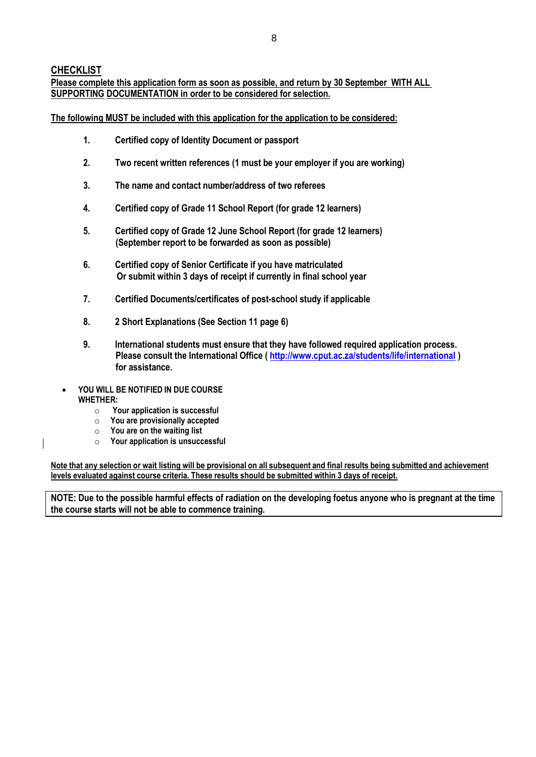## CHECKLIST

**Please complete this application form as soon as possible, and return by 30 September WITH ALL SUPPORTING DOCUMENTATION in order to be considered for selection.**

**The following MUST be included with this application for the application to be considered:**

1. **Certified copy of Identity Document or passport**
2. **Two recent written references (1 must be your employer if you are working)**
3. **The name and contact number/address of two referees**
4. **Certified copy of Grade 11 School Report (for grade 12 learners)**
5. **Certified copy of Grade 12 June School Report (for grade 12 learners) (September report to be forwarded as soon as possible)**
6. **Certified copy of Senior Certificate if you have matriculated Or submit within 3 days of receipt if currently in final school year**
7. **Certified Documents/certificates of post-school study if applicable**
8. **2 Short Explanations (See Section 11 page 6)**
9. **International students must ensure that they have followed required application process. Please consult the International Office ( http://www.cput.ac.za/students/life/international ) for assistance.**

- **YOU WILL BE NOTIFIED IN DUE COURSE WHETHER:**
  - **Your application is successful**
  - **You are provisionally accepted**
  - **You are on the waiting list**
  - **Your application is unsuccessful**

**Note that any selection or wait listing will be provisional on all subsequent and final results being submitted and achievement levels evaluated against course criteria. These results should be submitted within 3 days of receipt.**

**NOTE: Due to the possible harmful effects of radiation on the developing foetus anyone who is pregnant at the time the course starts will not be able to commence training.**